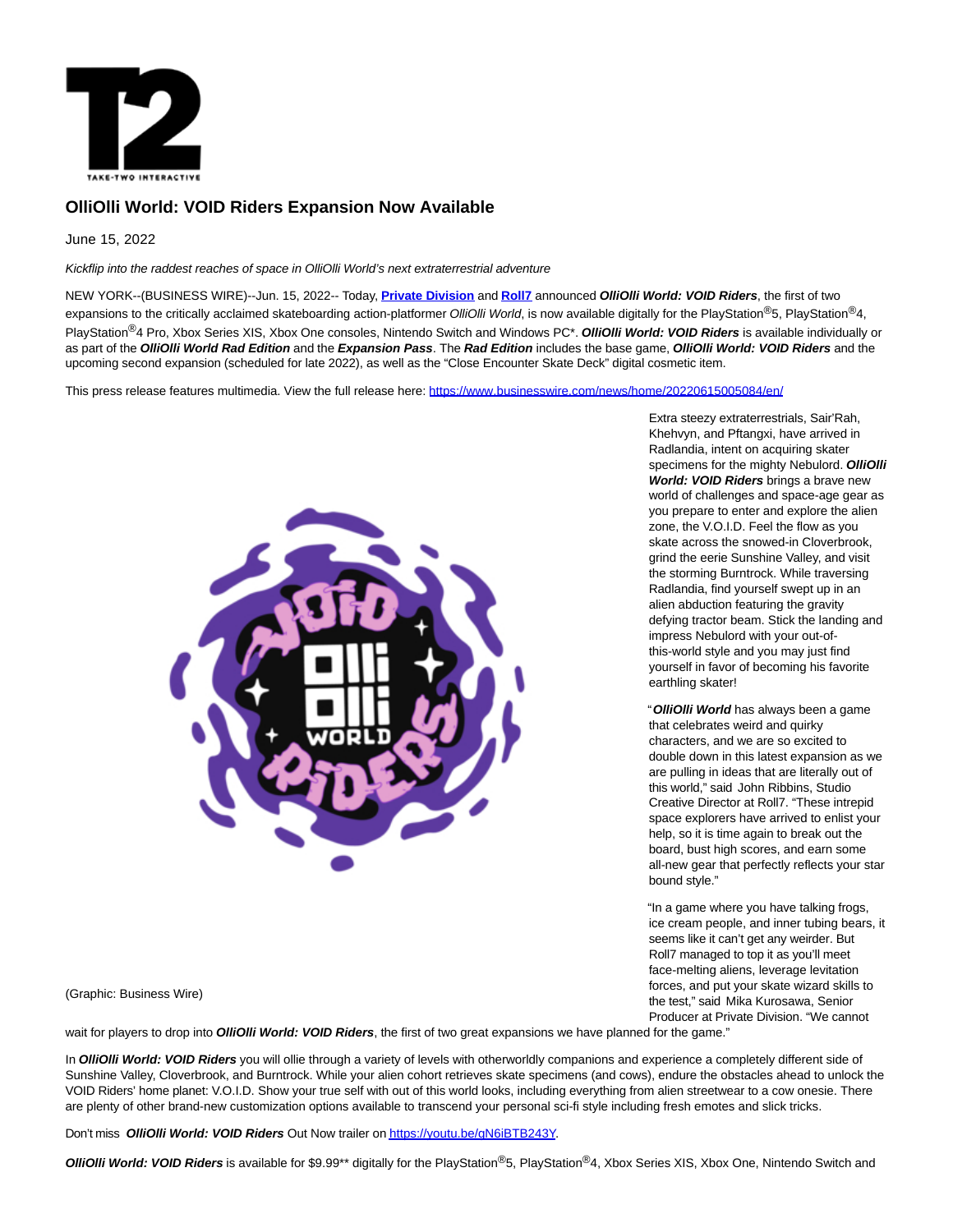# OlliOlli World: VOID Riders Expansion Now Available

June 15, 2022

*Kickflip into the raddest reaches of space in OlliOlli World's next extraterrestrial adventure*

NEW YORK--(BUSINESS WIRE)--Jun. 15, 2022-- Today, **Private Division** and **Roll7** announced ***OlliOlli World: VOID Riders***, the first of two expansions to the critically acclaimed skateboarding action-platformer *OlliOlli World*, is now available digitally for the PlayStation®5, PlayStation®4, PlayStation®4 Pro, Xbox Series X|S, Xbox One consoles, Nintendo Switch and Windows PC*. ***OlliOlli World: VOID Riders*** is available individually or as part of the ***OlliOlli World Rad Edition*** and the ***Expansion Pass***. The ***Rad Edition*** includes the base game, ***OlliOlli World: VOID Riders*** and the upcoming second expansion (scheduled for late 2022), as well as the "Close Encounter Skate Deck" digital cosmetic item.

This press release features multimedia. View the full release here: https://www.businesswire.com/news/home/20220615005084/en/

(Graphic: Business Wire)

Extra steezy extraterrestrials, Sair'Rah, Khehvyn, and Pftangxi, have arrived in Radlandia, intent on acquiring skater specimens for the mighty Nebulord. ***OlliOlli World: VOID Riders*** brings a brave new world of challenges and space-age gear as you prepare to enter and explore the alien zone, the V.O.I.D. Feel the flow as you skate across the snowed-in Cloverbrook, grind the eerie Sunshine Valley, and visit the storming Burntrock. While traversing Radlandia, find yourself swept up in an alien abduction featuring the gravity defying tractor beam. Stick the landing and impress Nebulord with your out-of-this-world style and you may just find yourself in favor of becoming his favorite earthling skater!

"***OlliOlli World*** has always been a game that celebrates weird and quirky characters, and we are so excited to double down in this latest expansion as we are pulling in ideas that are literally out of this world," said John Ribbins, Studio Creative Director at Roll7. "These intrepid space explorers have arrived to enlist your help, so it is time again to break out the board, bust high scores, and earn some all-new gear that perfectly reflects your star bound style."

"In a game where you have talking frogs, ice cream people, and inner tubing bears, it seems like it can't get any weirder. But Roll7 managed to top it as you'll meet face-melting aliens, leverage levitation forces, and put your skate wizard skills to the test," said Mika Kurosawa, Senior Producer at Private Division. "We cannot wait for players to drop into ***OlliOlli World: VOID Riders***, the first of two great expansions we have planned for the game."

In ***OlliOlli World: VOID Riders*** you will ollie through a variety of levels with otherworldly companions and experience a completely different side of Sunshine Valley, Cloverbrook, and Burntrock. While your alien cohort retrieves skate specimens (and cows), endure the obstacles ahead to unlock the VOID Riders' home planet: V.O.I.D. Show your true self with out of this world looks, including everything from alien streetwear to a cow onesie. There are plenty of other brand-new customization options available to transcend your personal sci-fi style including fresh emotes and slick tricks.

Don't miss ***OlliOlli World: VOID Riders*** Out Now trailer on https://youtu.be/gN6iBTB243Y.

***OlliOlli World: VOID Riders*** is available for $9.99** digitally for the PlayStation®5, PlayStation®4, Xbox Series X|S, Xbox One, Nintendo Switch and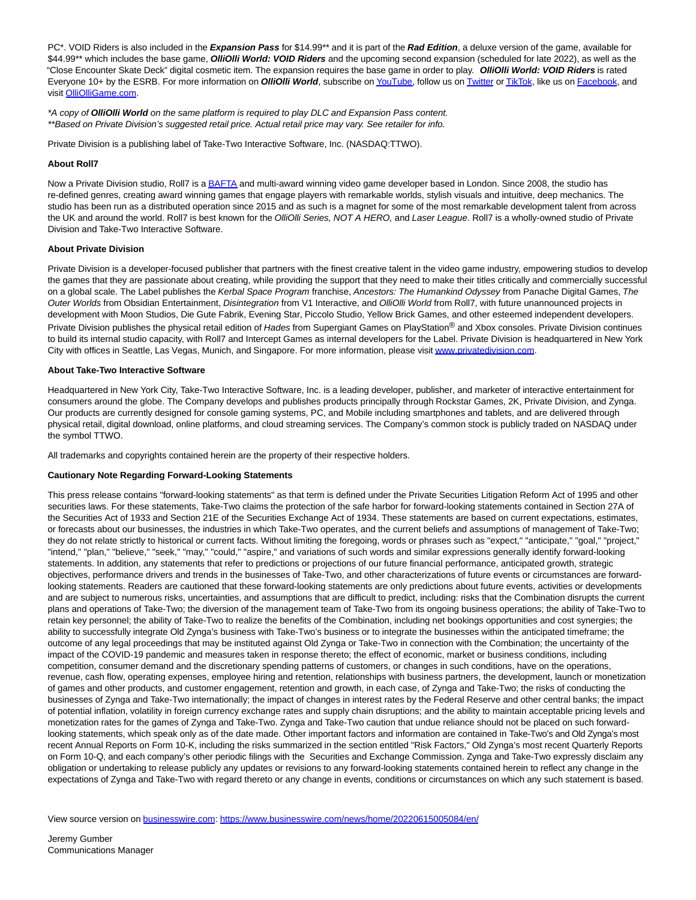PC*. VOID Riders is also included in the ***Expansion Pass*** for $14.99** and it is part of the ***Rad Edition***, a deluxe version of the game, available for $44.99** which includes the base game, ***OlliOlli World: VOID Riders*** and the upcoming second expansion (scheduled for late 2022), as well as the "Close Encounter Skate Deck" digital cosmetic item. The expansion requires the base game in order to play. ***OlliOlli World: VOID Riders*** is rated Everyone 10+ by the ESRB. For more information on ***OlliOlli World***, subscribe on [YouTube](), follow us on [Twitter]() or [TikTok](), like us on [Facebook](), and visit [OlliOlliGame.com]().

*\*A copy of **OlliOlli World** on the same platform is required to play DLC and Expansion Pass content.*
*\*\*Based on Private Division's suggested retail price. Actual retail price may vary. See retailer for info.*

Private Division is a publishing label of Take-Two Interactive Software, Inc. (NASDAQ:TTWO).

**About Roll7**

Now a Private Division studio, Roll7 is a [BAFTA]() and multi-award winning video game developer based in London. Since 2008, the studio has re-defined genres, creating award winning games that engage players with remarkable worlds, stylish visuals and intuitive, deep mechanics. The studio has been run as a distributed operation since 2015 and as such is a magnet for some of the most remarkable development talent from across the UK and around the world. Roll7 is best known for the *OlliOlli Series, NOT A HERO,* and *Laser League*. Roll7 is a wholly-owned studio of Private Division and Take-Two Interactive Software.

**About Private Division**

Private Division is a developer-focused publisher that partners with the finest creative talent in the video game industry, empowering studios to develop the games that they are passionate about creating, while providing the support that they need to make their titles critically and commercially successful on a global scale. The Label publishes the *Kerbal Space Program* franchise, *Ancestors: The Humankind Odyssey* from Panache Digital Games, *The Outer Worlds* from Obsidian Entertainment, *Disintegration* from V1 Interactive, and *OlliOlli World* from Roll7, with future unannounced projects in development with Moon Studios, Die Gute Fabrik, Evening Star, Piccolo Studio, Yellow Brick Games, and other esteemed independent developers. Private Division publishes the physical retail edition of *Hades* from Supergiant Games on PlayStation® and Xbox consoles. Private Division continues to build its internal studio capacity, with Roll7 and Intercept Games as internal developers for the Label. Private Division is headquartered in New York City with offices in Seattle, Las Vegas, Munich, and Singapore. For more information, please visit [www.privatedivision.com]().

**About Take-Two Interactive Software**

Headquartered in New York City, Take-Two Interactive Software, Inc. is a leading developer, publisher, and marketer of interactive entertainment for consumers around the globe. The Company develops and publishes products principally through Rockstar Games, 2K, Private Division, and Zynga. Our products are currently designed for console gaming systems, PC, and Mobile including smartphones and tablets, and are delivered through physical retail, digital download, online platforms, and cloud streaming services. The Company's common stock is publicly traded on NASDAQ under the symbol TTWO.

All trademarks and copyrights contained herein are the property of their respective holders.

**Cautionary Note Regarding Forward-Looking Statements**

This press release contains "forward-looking statements" as that term is defined under the Private Securities Litigation Reform Act of 1995 and other securities laws. For these statements, Take-Two claims the protection of the safe harbor for forward-looking statements contained in Section 27A of the Securities Act of 1933 and Section 21E of the Securities Exchange Act of 1934. These statements are based on current expectations, estimates, or forecasts about our businesses, the industries in which Take-Two operates, and the current beliefs and assumptions of management of Take-Two; they do not relate strictly to historical or current facts. Without limiting the foregoing, words or phrases such as "expect," "anticipate," "goal," "project," "intend," "plan," "believe," "seek," "may," "could," "aspire," and variations of such words and similar expressions generally identify forward-looking statements. In addition, any statements that refer to predictions or projections of our future financial performance, anticipated growth, strategic objectives, performance drivers and trends in the businesses of Take-Two, and other characterizations of future events or circumstances are forward-looking statements. Readers are cautioned that these forward-looking statements are only predictions about future events, activities or developments and are subject to numerous risks, uncertainties, and assumptions that are difficult to predict, including: risks that the Combination disrupts the current plans and operations of Take-Two; the diversion of the management team of Take-Two from its ongoing business operations; the ability of Take-Two to retain key personnel; the ability of Take-Two to realize the benefits of the Combination, including net bookings opportunities and cost synergies; the ability to successfully integrate Old Zynga's business with Take-Two's business or to integrate the businesses within the anticipated timeframe; the outcome of any legal proceedings that may be instituted against Old Zynga or Take-Two in connection with the Combination; the uncertainty of the impact of the COVID-19 pandemic and measures taken in response thereto; the effect of economic, market or business conditions, including competition, consumer demand and the discretionary spending patterns of customers, or changes in such conditions, have on the operations, revenue, cash flow, operating expenses, employee hiring and retention, relationships with business partners, the development, launch or monetization of games and other products, and customer engagement, retention and growth, in each case, of Zynga and Take-Two; the risks of conducting the businesses of Zynga and Take-Two internationally; the impact of changes in interest rates by the Federal Reserve and other central banks; the impact of potential inflation, volatility in foreign currency exchange rates and supply chain disruptions; and the ability to maintain acceptable pricing levels and monetization rates for the games of Zynga and Take-Two. Zynga and Take-Two caution that undue reliance should not be placed on such forward-looking statements, which speak only as of the date made. Other important factors and information are contained in Take-Two's and Old Zynga's most recent Annual Reports on Form 10-K, including the risks summarized in the section entitled "Risk Factors," Old Zynga's most recent Quarterly Reports on Form 10-Q, and each company's other periodic filings with the Securities and Exchange Commission. Zynga and Take-Two expressly disclaim any obligation or undertaking to release publicly any updates or revisions to any forward-looking statements contained herein to reflect any change in the expectations of Zynga and Take-Two with regard thereto or any change in events, conditions or circumstances on which any such statement is based.

View source version on [businesswire.com](): [https://www.businesswire.com/news/home/20220615005084/en/](https://www.businesswire.com/news/home/20220615005084/en/)

Jeremy Gumber
Communications Manager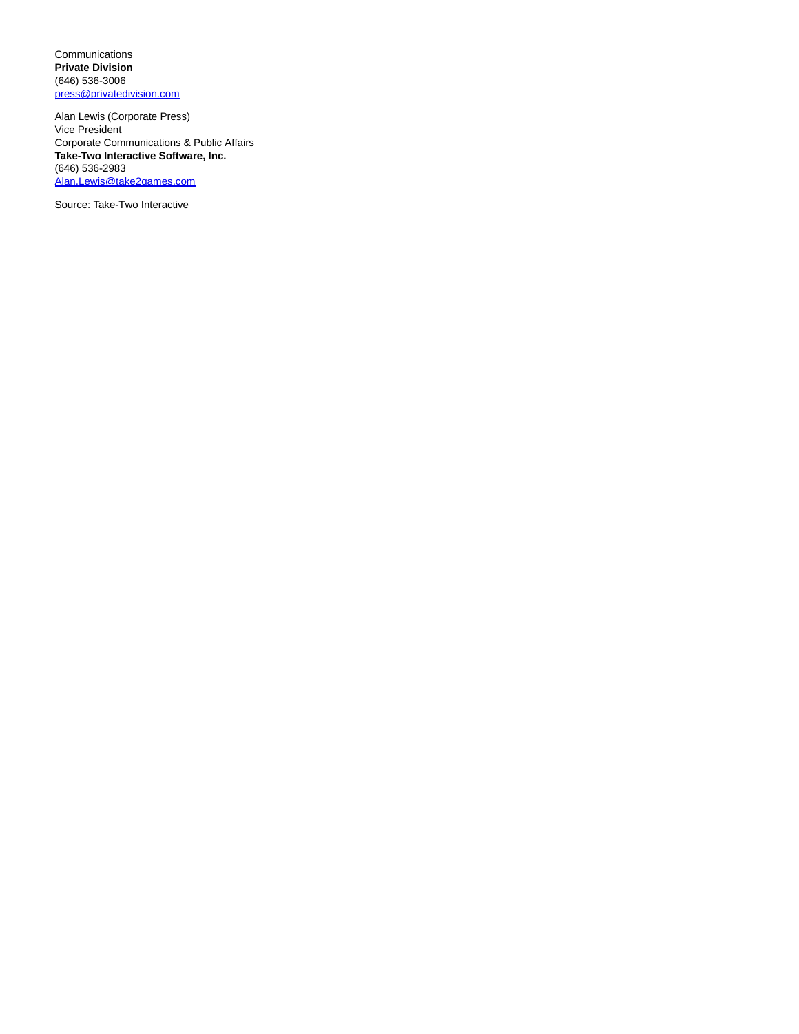Communications
**Private Division**
(646) 536-3006
press@privatedivision.com

Alan Lewis (Corporate Press)
Vice President
Corporate Communications & Public Affairs
**Take-Two Interactive Software, Inc.**
(646) 536-2983
Alan.Lewis@take2games.com

Source: Take-Two Interactive